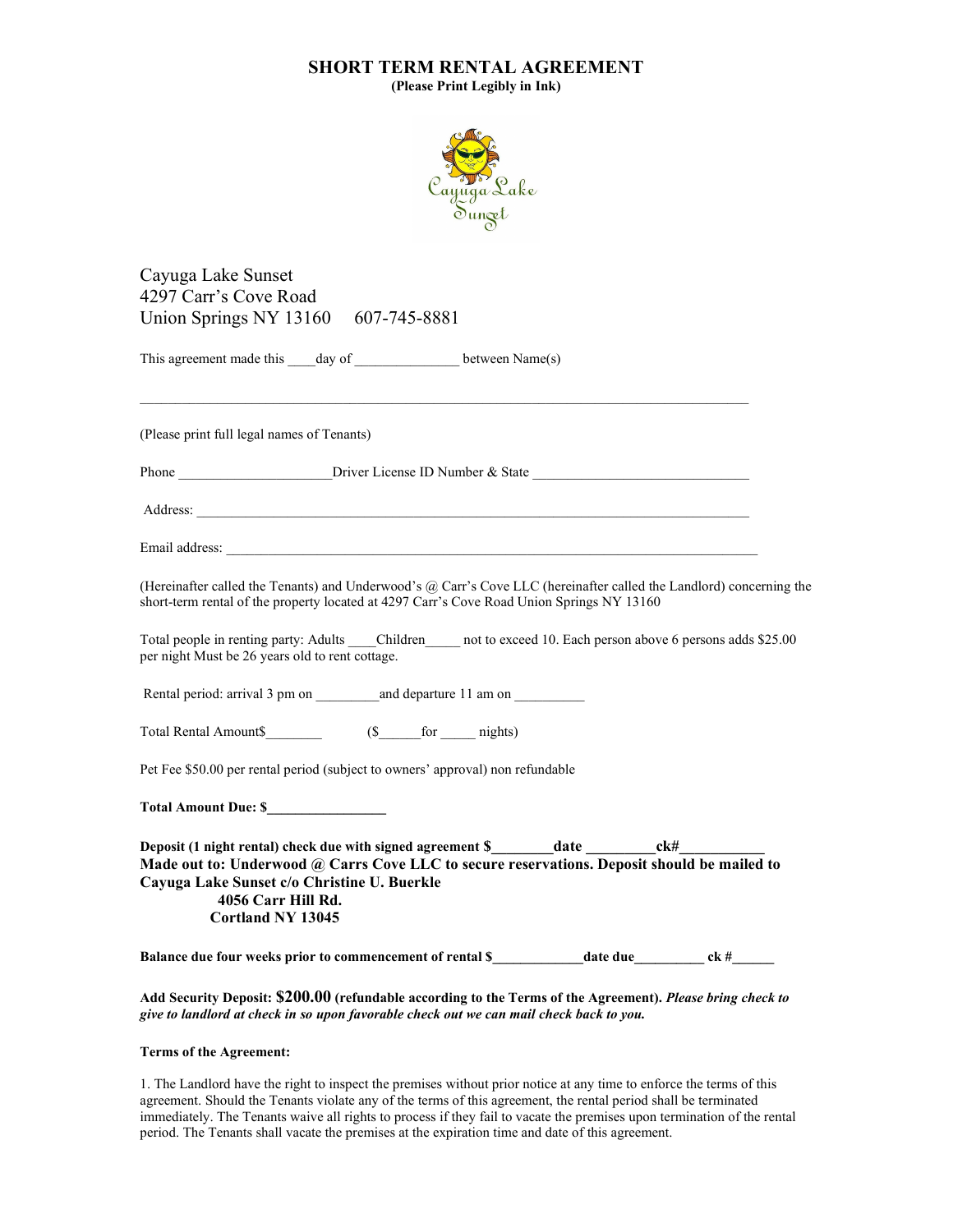# SHORT TERM RENTAL AGREEMENT

**(Please Print Legibly in Ink)**

Cayuga Lake Sunset
4297 Carr's Cove Road
Union Springs NY 13160 607-745-8881

This agreement made this ____day of ______________ between Name(s)

_____________________________________________________________________________________

(Please print full legal names of Tenants)

Phone _____________________Driver License ID Number & State ______________________________

Address: ______________________________________________________________________________

Email address: __________________________________________________________________________

(Hereinafter called the Tenants) and Underwood's @ Carr's Cove LLC (hereinafter called the Landlord) concerning the short-term rental of the property located at 4297 Carr's Cove Road Union Springs NY 13160

Total people in renting party: Adults ____Children_____ not to exceed 10. Each person above 6 persons adds $25.00 per night Must be 26 years old to rent cottage.

Rental period: arrival 3 pm on _________and departure 11 am on __________

Total Rental Amount$________ ($______for _____ nights)

Pet Fee $50.00 per rental period (subject to owners' approval) non refundable

**Total Amount Due: $________________**

**Deposit (1 night rental) check due with signed agreement $________date _________ck#___________**
**Made out to: Underwood @ Carrs Cove LLC to secure reservations. Deposit should be mailed to Cayuga Lake Sunset c/o Christine U. Buerkle**
**4056 Carr Hill Rd.**
**Cortland NY 13045**

**Balance due four weeks prior to commencement of rental $____________date due_________ ck #______**

**Add Security Deposit: $200.00 (refundable according to the Terms of the Agreement).** ***Please bring check to give to landlord at check in so upon favorable check out we can mail check back to you.***

**Terms of the Agreement:**

1. The Landlord have the right to inspect the premises without prior notice at any time to enforce the terms of this agreement. Should the Tenants violate any of the terms of this agreement, the rental period shall be terminated immediately. The Tenants waive all rights to process if they fail to vacate the premises upon termination of the rental period. The Tenants shall vacate the premises at the expiration time and date of this agreement.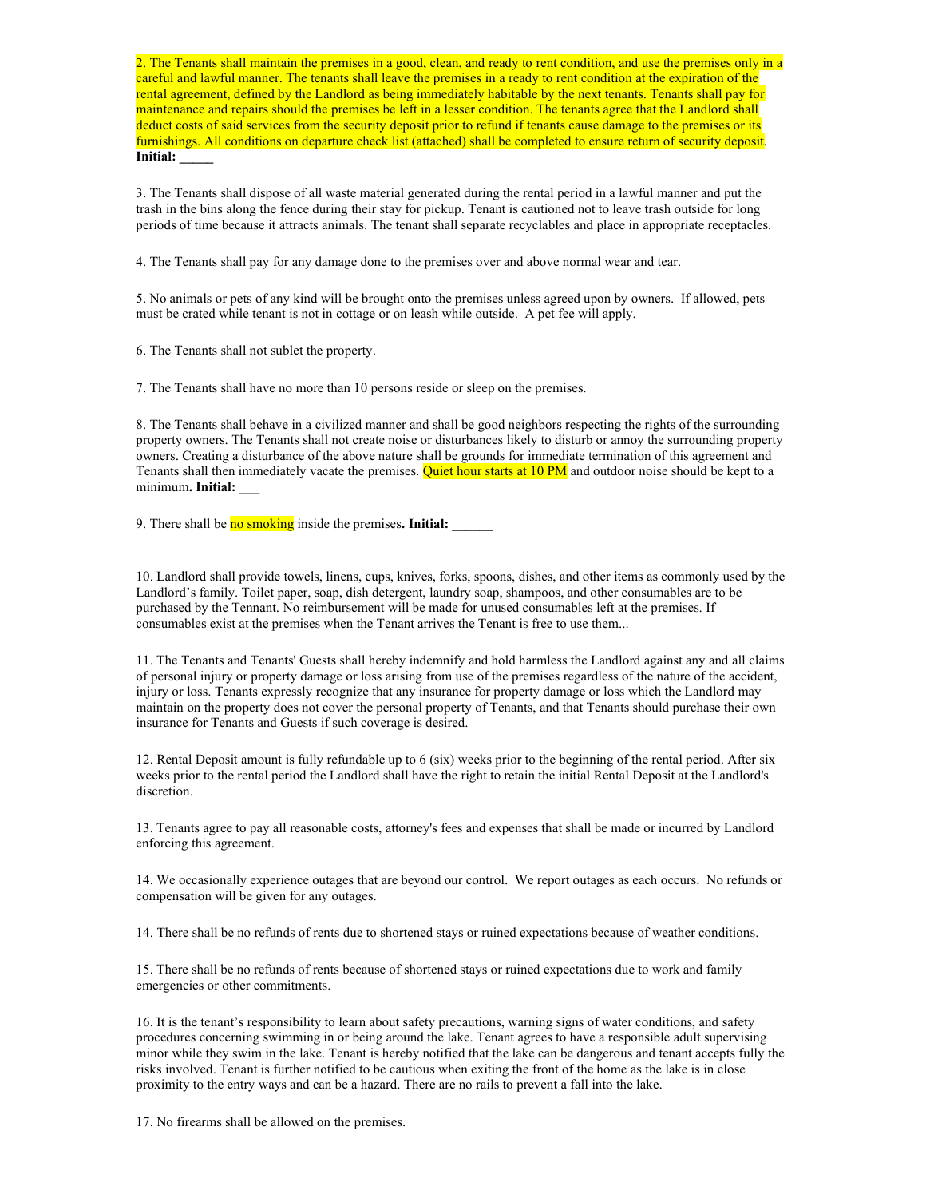2. The Tenants shall maintain the premises in a good, clean, and ready to rent condition, and use the premises only in a careful and lawful manner. The tenants shall leave the premises in a ready to rent condition at the expiration of the rental agreement, defined by the Landlord as being immediately habitable by the next tenants. Tenants shall pay for maintenance and repairs should the premises be left in a lesser condition. The tenants agree that the Landlord shall deduct costs of said services from the security deposit prior to refund if tenants cause damage to the premises or its furnishings. All conditions on departure check list (attached) shall be completed to ensure return of security deposit. **Initial: _____**

3. The Tenants shall dispose of all waste material generated during the rental period in a lawful manner and put the trash in the bins along the fence during their stay for pickup. Tenant is cautioned not to leave trash outside for long periods of time because it attracts animals. The tenant shall separate recyclables and place in appropriate receptacles.

4. The Tenants shall pay for any damage done to the premises over and above normal wear and tear.

5. No animals or pets of any kind will be brought onto the premises unless agreed upon by owners. If allowed, pets must be crated while tenant is not in cottage or on leash while outside. A pet fee will apply.

6. The Tenants shall not sublet the property.

7. The Tenants shall have no more than 10 persons reside or sleep on the premises.

8. The Tenants shall behave in a civilized manner and shall be good neighbors respecting the rights of the surrounding property owners. The Tenants shall not create noise or disturbances likely to disturb or annoy the surrounding property owners. Creating a disturbance of the above nature shall be grounds for immediate termination of this agreement and Tenants shall then immediately vacate the premises. Quiet hour starts at 10 PM and outdoor noise should be kept to a minimum**. Initial: ___**

9. There shall be no smoking inside the premises**. Initial:** ______

10. Landlord shall provide towels, linens, cups, knives, forks, spoons, dishes, and other items as commonly used by the Landlord's family. Toilet paper, soap, dish detergent, laundry soap, shampoos, and other consumables are to be purchased by the Tennant. No reimbursement will be made for unused consumables left at the premises. If consumables exist at the premises when the Tenant arrives the Tenant is free to use them...

11. The Tenants and Tenants' Guests shall hereby indemnify and hold harmless the Landlord against any and all claims of personal injury or property damage or loss arising from use of the premises regardless of the nature of the accident, injury or loss. Tenants expressly recognize that any insurance for property damage or loss which the Landlord may maintain on the property does not cover the personal property of Tenants, and that Tenants should purchase their own insurance for Tenants and Guests if such coverage is desired.

12. Rental Deposit amount is fully refundable up to 6 (six) weeks prior to the beginning of the rental period. After six weeks prior to the rental period the Landlord shall have the right to retain the initial Rental Deposit at the Landlord's discretion.

13. Tenants agree to pay all reasonable costs, attorney's fees and expenses that shall be made or incurred by Landlord enforcing this agreement.

14. We occasionally experience outages that are beyond our control. We report outages as each occurs. No refunds or compensation will be given for any outages.

14. There shall be no refunds of rents due to shortened stays or ruined expectations because of weather conditions.

15. There shall be no refunds of rents because of shortened stays or ruined expectations due to work and family emergencies or other commitments.

16. It is the tenant's responsibility to learn about safety precautions, warning signs of water conditions, and safety procedures concerning swimming in or being around the lake. Tenant agrees to have a responsible adult supervising minor while they swim in the lake. Tenant is hereby notified that the lake can be dangerous and tenant accepts fully the risks involved. Tenant is further notified to be cautious when exiting the front of the home as the lake is in close proximity to the entry ways and can be a hazard. There are no rails to prevent a fall into the lake.

17. No firearms shall be allowed on the premises.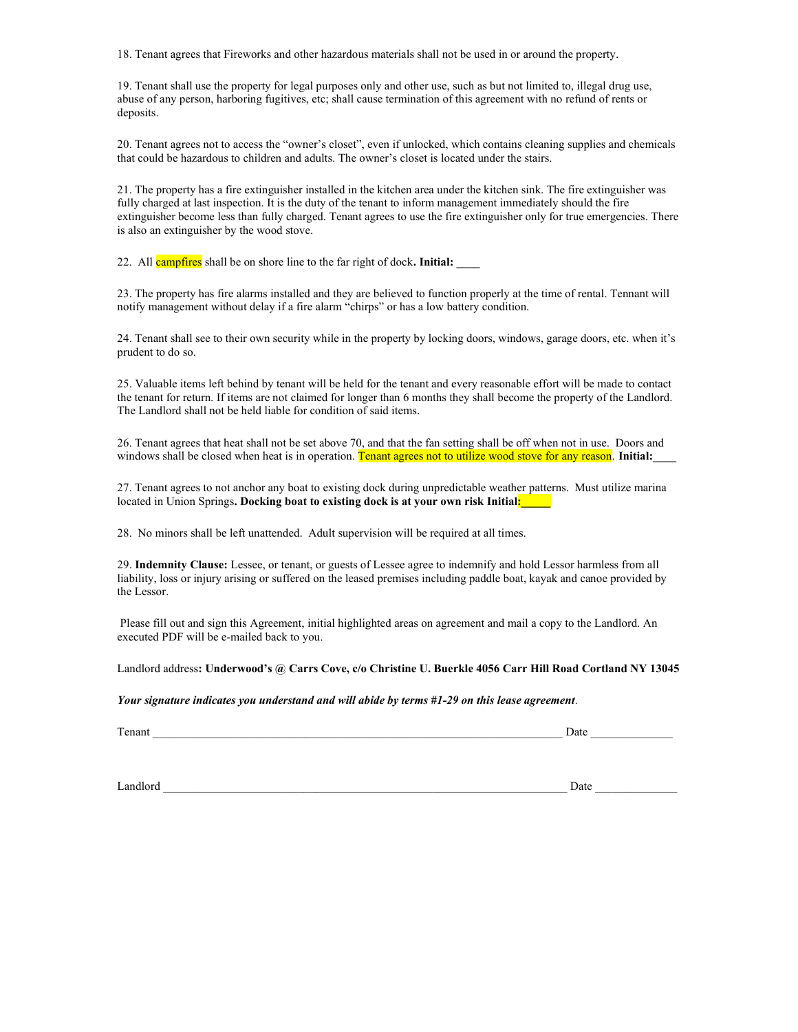18. Tenant agrees that Fireworks and other hazardous materials shall not be used in or around the property.

19. Tenant shall use the property for legal purposes only and other use, such as but not limited to, illegal drug use, abuse of any person, harboring fugitives, etc; shall cause termination of this agreement with no refund of rents or deposits.

20. Tenant agrees not to access the "owner's closet", even if unlocked, which contains cleaning supplies and chemicals that could be hazardous to children and adults. The owner's closet is located under the stairs.

21. The property has a fire extinguisher installed in the kitchen area under the kitchen sink. The fire extinguisher was fully charged at last inspection. It is the duty of the tenant to inform management immediately should the fire extinguisher become less than fully charged. Tenant agrees to use the fire extinguisher only for true emergencies. There is also an extinguisher by the wood stove.

22. All campfires shall be on shore line to the far right of dock**. Initial: ____**

23. The property has fire alarms installed and they are believed to function properly at the time of rental. Tennant will notify management without delay if a fire alarm "chirps" or has a low battery condition.

24. Tenant shall see to their own security while in the property by locking doors, windows, garage doors, etc. when it's prudent to do so.

25. Valuable items left behind by tenant will be held for the tenant and every reasonable effort will be made to contact the tenant for return. If items are not claimed for longer than 6 months they shall become the property of the Landlord. The Landlord shall not be held liable for condition of said items.

26. Tenant agrees that heat shall not be set above 70, and that the fan setting shall be off when not in use. Doors and windows shall be closed when heat is in operation. Tenant agrees not to utilize wood stove for any reason. **Initial:____**

27. Tenant agrees to not anchor any boat to existing dock during unpredictable weather patterns. Must utilize marina located in Union Springs**. Docking boat to existing dock is at your own risk Initial:_____**

28. No minors shall be left unattended. Adult supervision will be required at all times.

29. **Indemnity Clause:** Lessee, or tenant, or guests of Lessee agree to indemnify and hold Lessor harmless from all liability, loss or injury arising or suffered on the leased premises including paddle boat, kayak and canoe provided by the Lessor.

Please fill out and sign this Agreement, initial highlighted areas on agreement and mail a copy to the Landlord. An executed PDF will be e-mailed back to you.

Landlord address**: Underwood's @ Carrs Cove, c/o Christine U. Buerkle 4056 Carr Hill Road Cortland NY 13045**

***Your signature indicates you understand and will abide by terms #1-29 on this lease agreement***.

Tenant ________________________________________________________________________ Date ______________

Landlord ______________________________________________________________________ Date ______________